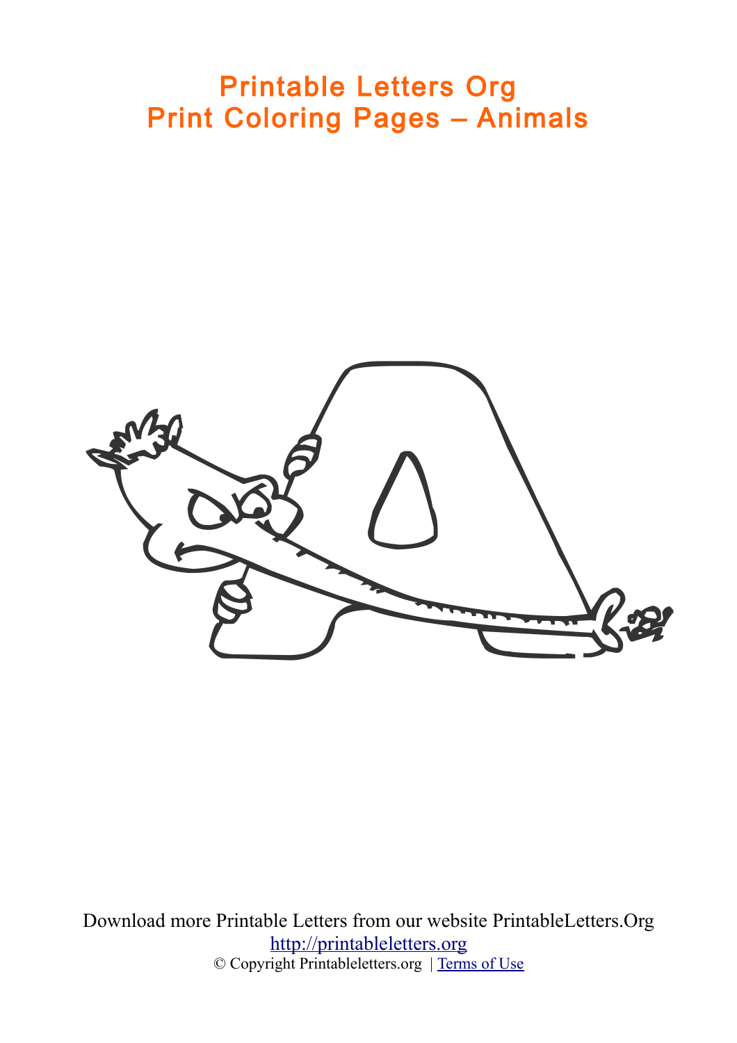# Printable Letters Org
# Print Coloring Pages – Animals

Download more Printable Letters from our website PrintableLetters.Org

http://printableletters.org

© Copyright Printableletters.org | Terms of Use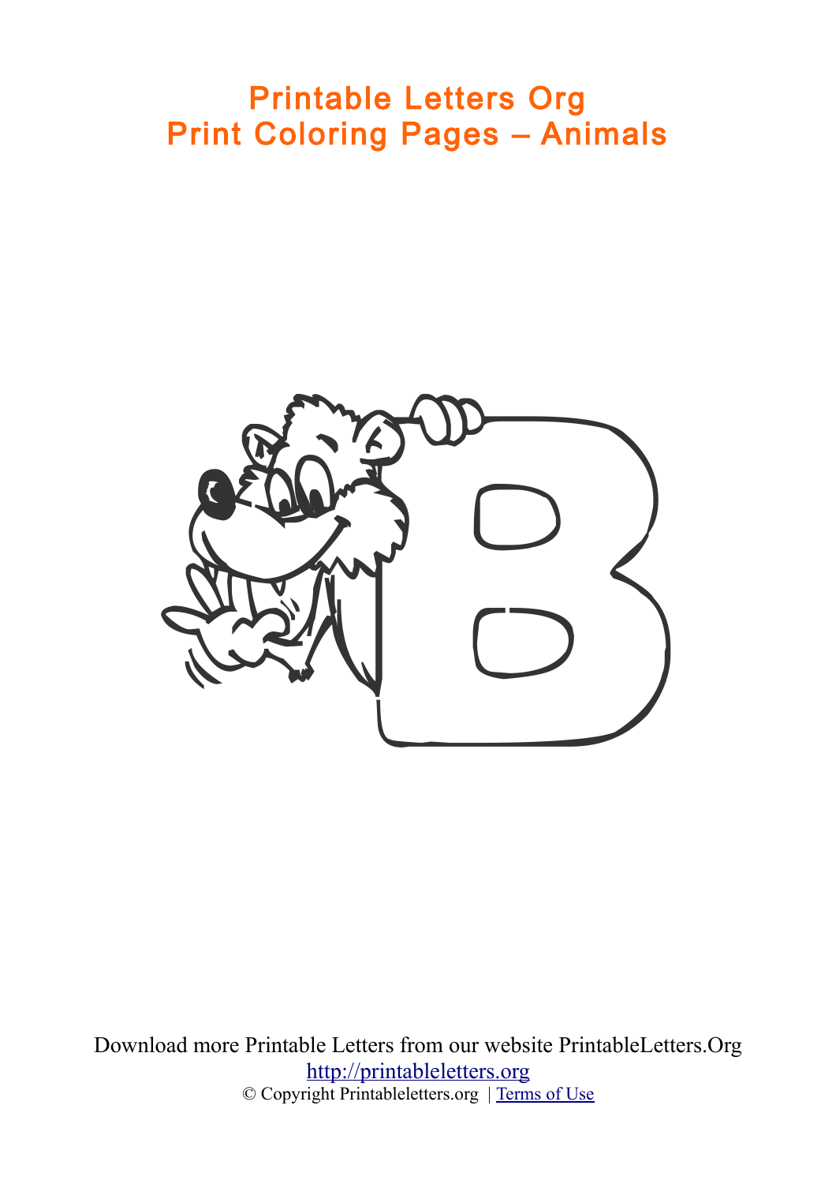# Printable Letters Org
# Print Coloring Pages – Animals

Download more Printable Letters from our website PrintableLetters.Org
[http://printableletters.org](http://printableletters.org)
© Copyright Printableletters.org | [Terms of Use]()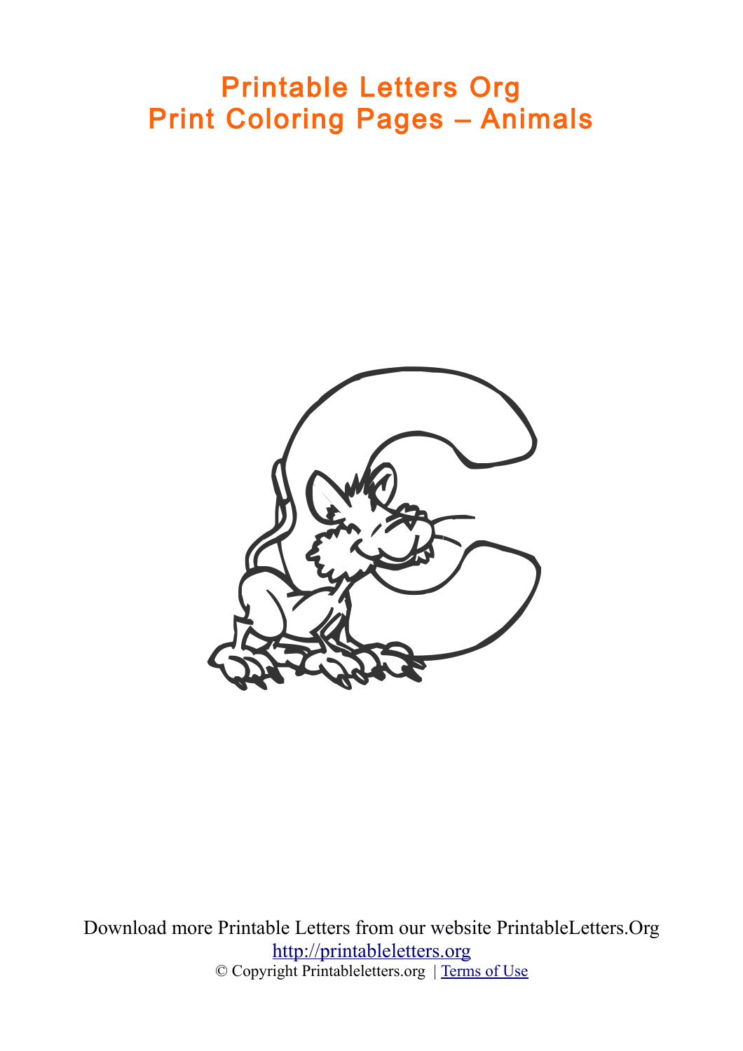# Printable Letters Org
# Print Coloring Pages – Animals

Download more Printable Letters from our website PrintableLetters.Org
[http://printableletters.org](http://printableletters.org)
© Copyright Printableletters.org | [Terms of Use]()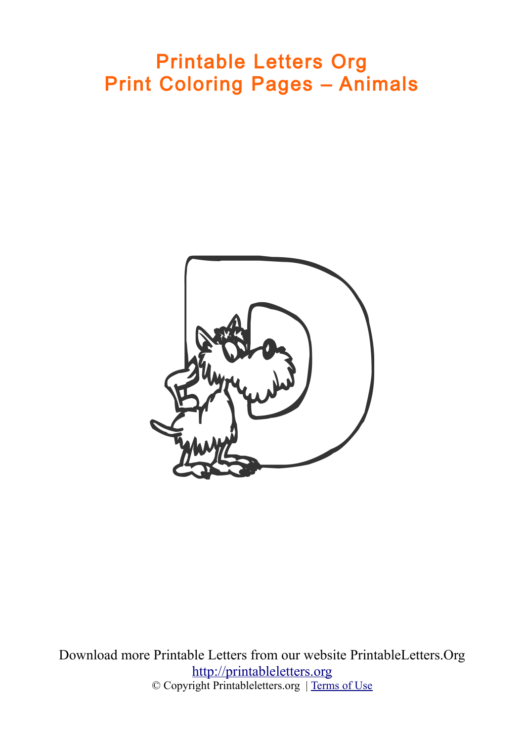# Printable Letters Org
# Print Coloring Pages – Animals

Download more Printable Letters from our website PrintableLetters.Org

[http://printableletters.org](http://printableletters.org)

© Copyright Printableletters.org | Terms of Use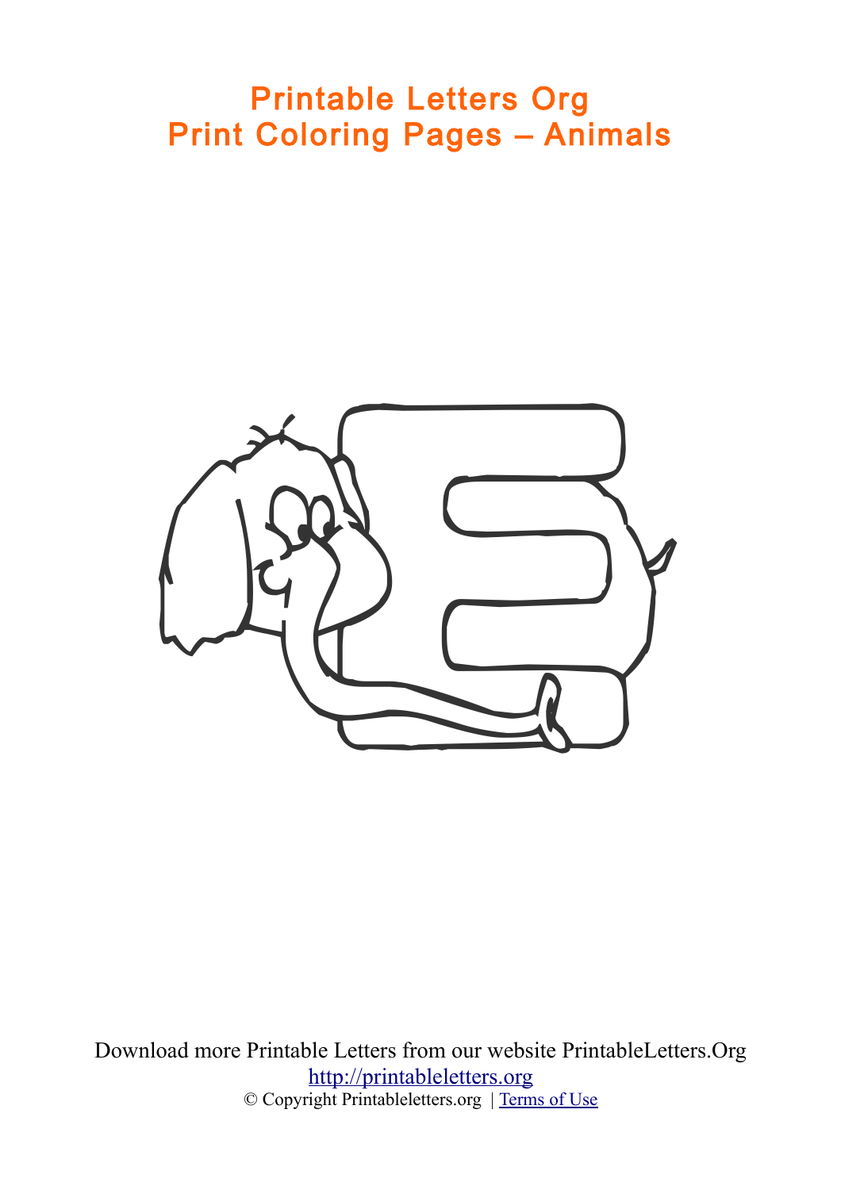# Printable Letters Org
# Print Coloring Pages – Animals

Download more Printable Letters from our website PrintableLetters.Org
http://printableletters.org
© Copyright Printableletters.org | Terms of Use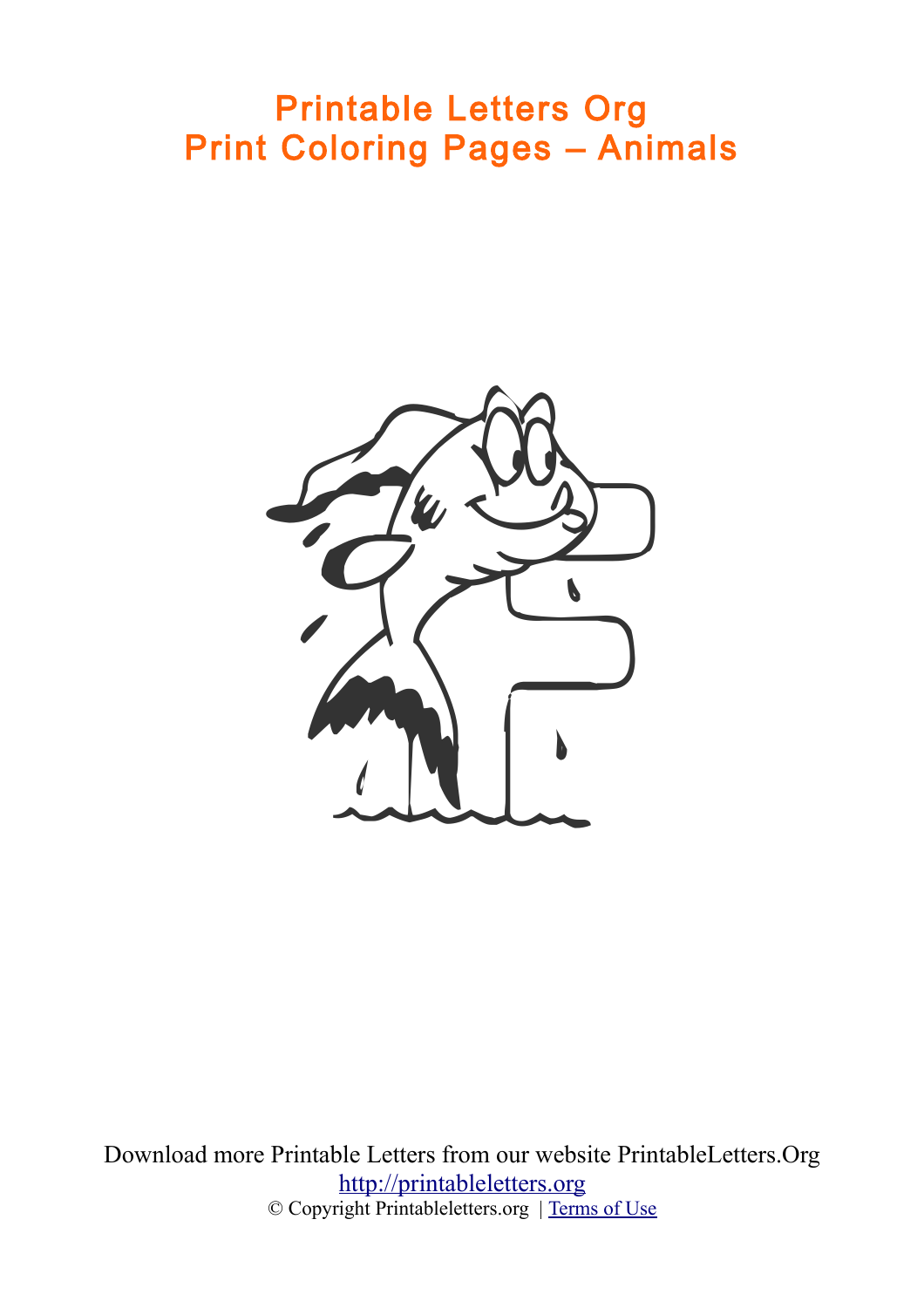# Printable Letters Org
# Print Coloring Pages – Animals

Download more Printable Letters from our website PrintableLetters.Org

http://printableletters.org

© Copyright Printableletters.org | Terms of Use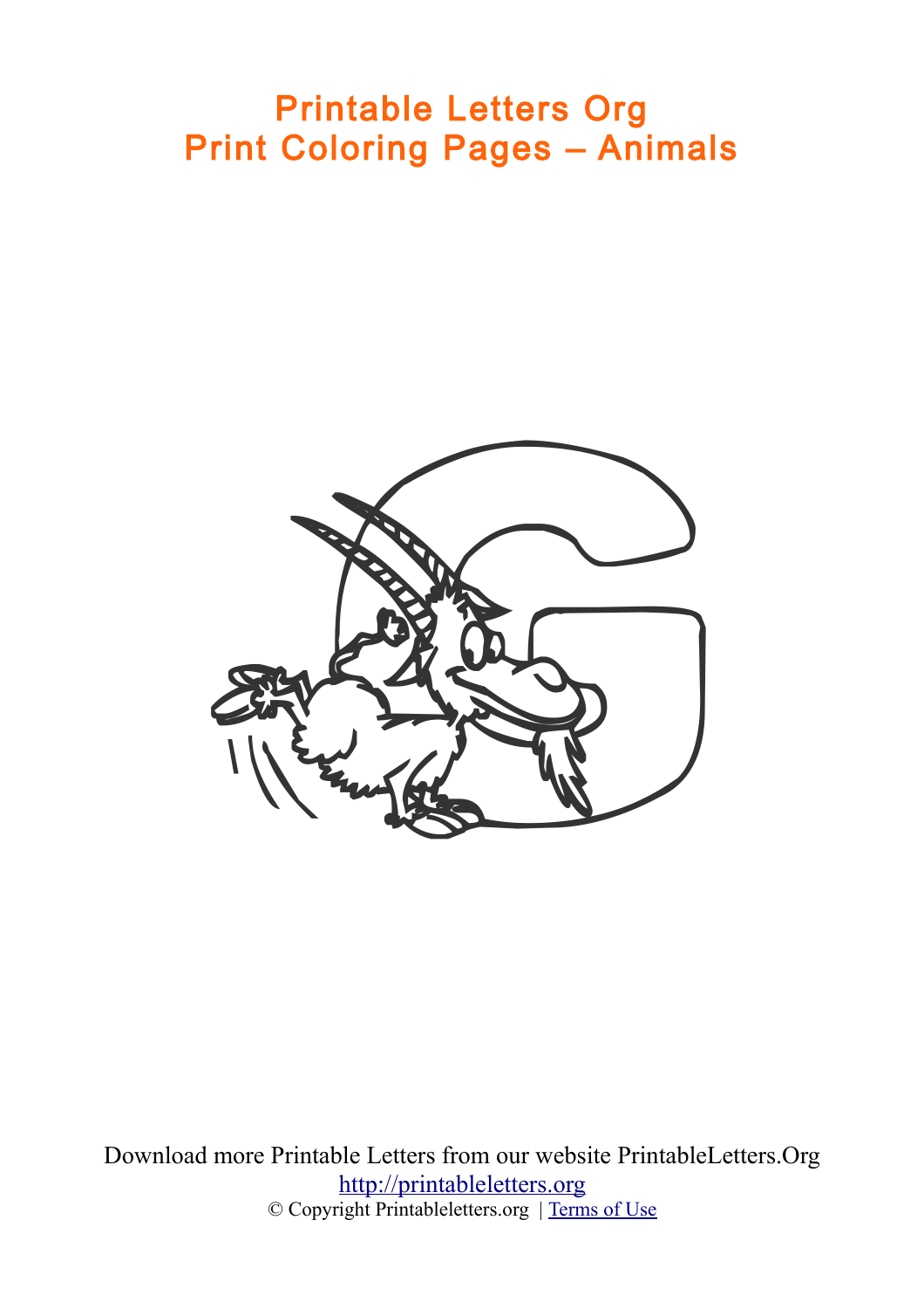# Printable Letters Org
# Print Coloring Pages – Animals

Download more Printable Letters from our website PrintableLetters.Org

http://printableletters.org

© Copyright Printableletters.org | Terms of Use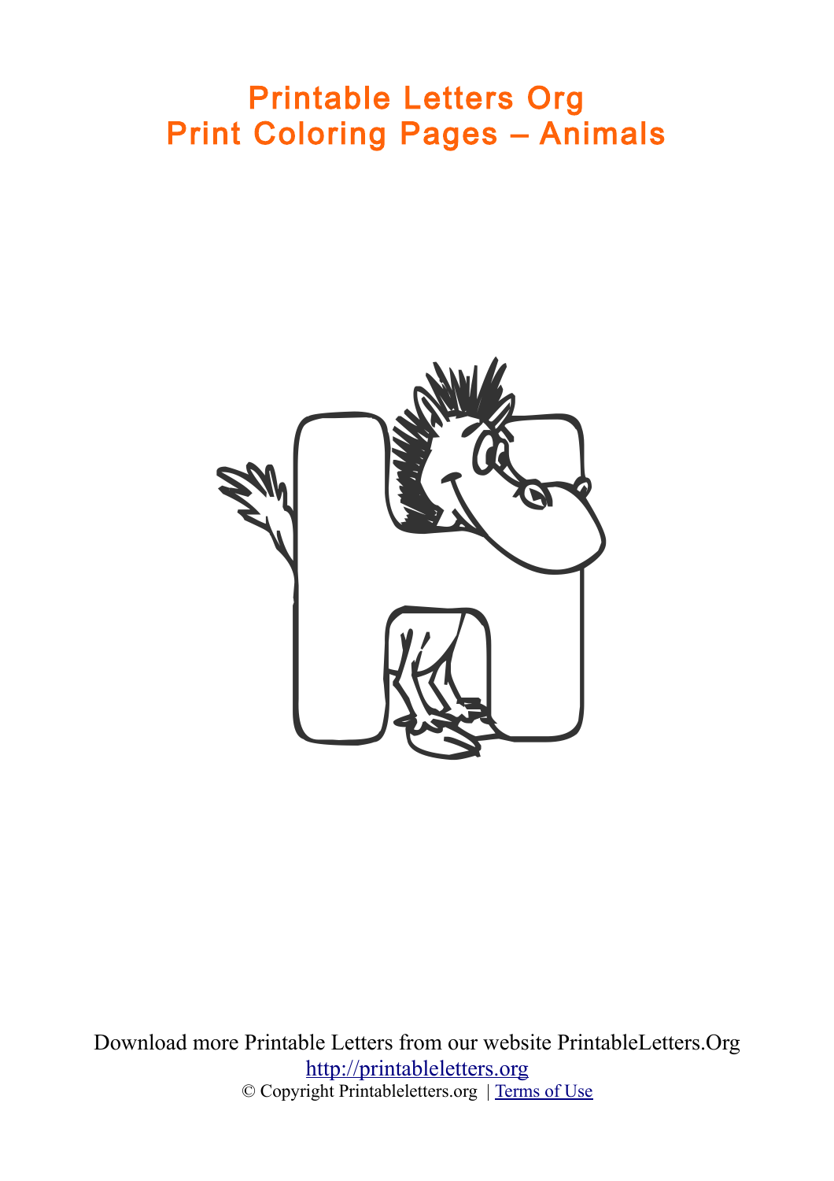# Printable Letters Org
# Print Coloring Pages – Animals

Download more Printable Letters from our website PrintableLetters.Org
[http://printableletters.org](http://printableletters.org)
© Copyright Printableletters.org | [Terms of Use]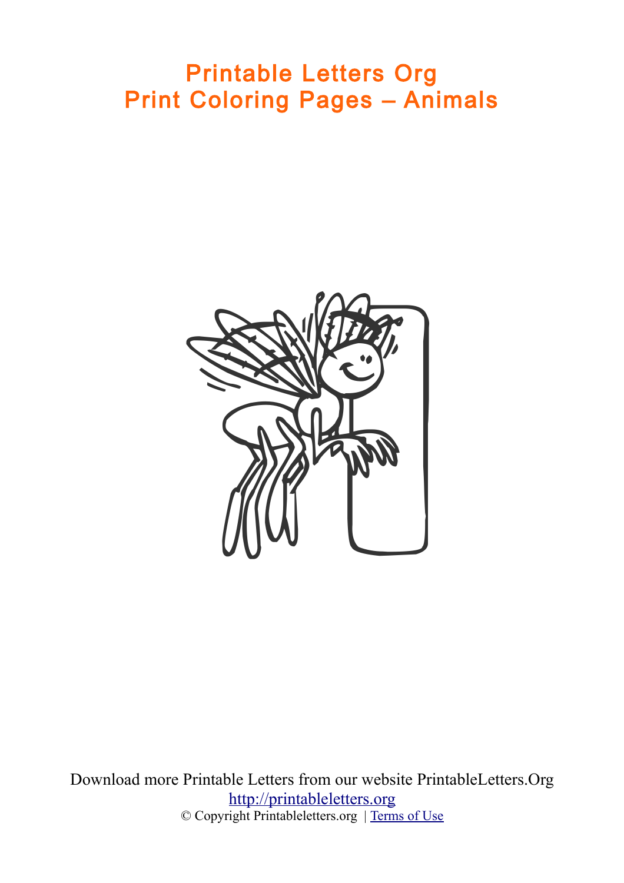# Printable Letters Org
# Print Coloring Pages – Animals

Download more Printable Letters from our website PrintableLetters.Org
http://printableletters.org
© Copyright Printableletters.org | Terms of Use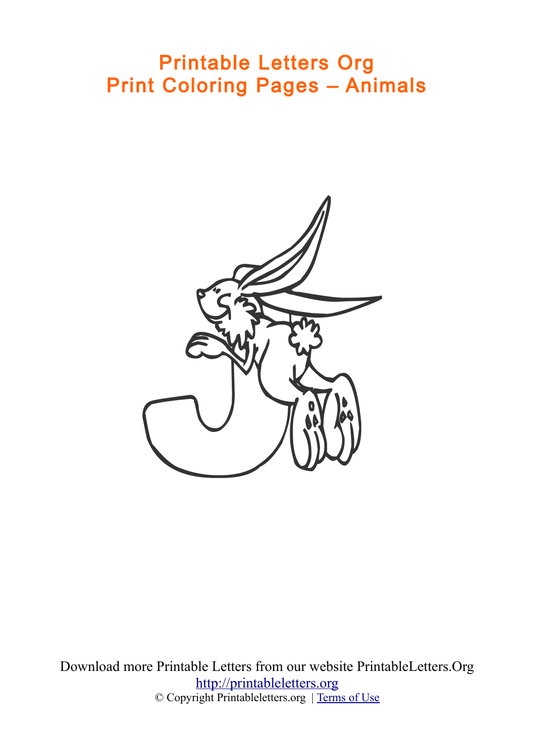# Printable Letters Org
# Print Coloring Pages – Animals

Download more Printable Letters from our website PrintableLetters.Org

[http://printableletters.org](http://printableletters.org)

© Copyright Printableletters.org | Terms of Use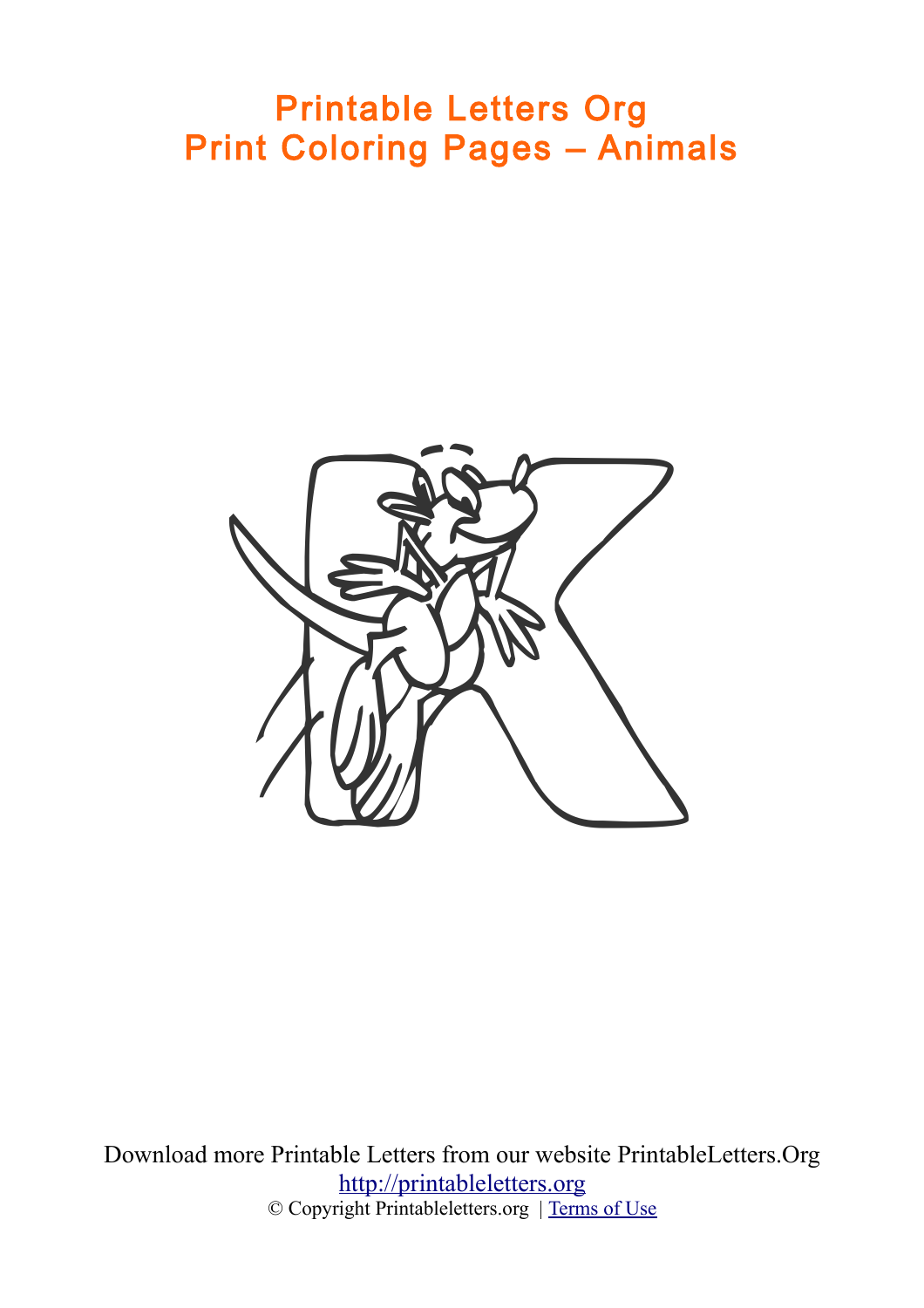# Printable Letters Org
# Print Coloring Pages – Animals

Download more Printable Letters from our website PrintableLetters.Org
[http://printableletters.org](http://printableletters.org)
© Copyright Printableletters.org | [Terms of Use]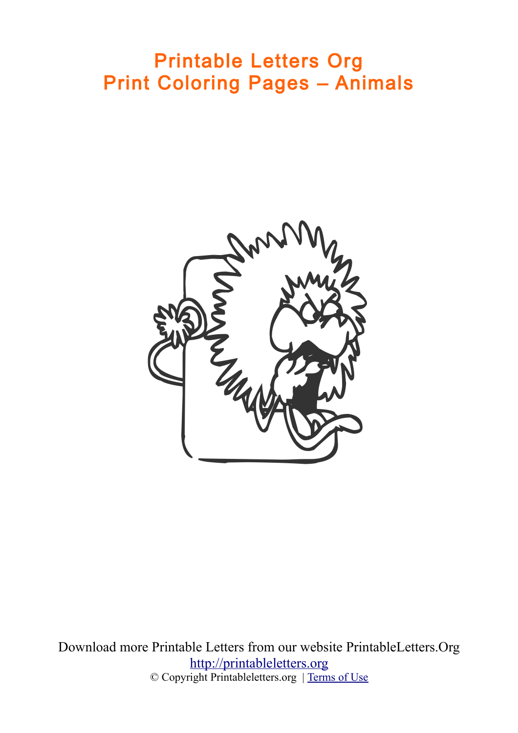# Printable Letters Org
# Print Coloring Pages – Animals

Download more Printable Letters from our website PrintableLetters.Org
http://printableletters.org
© Copyright Printableletters.org | Terms of Use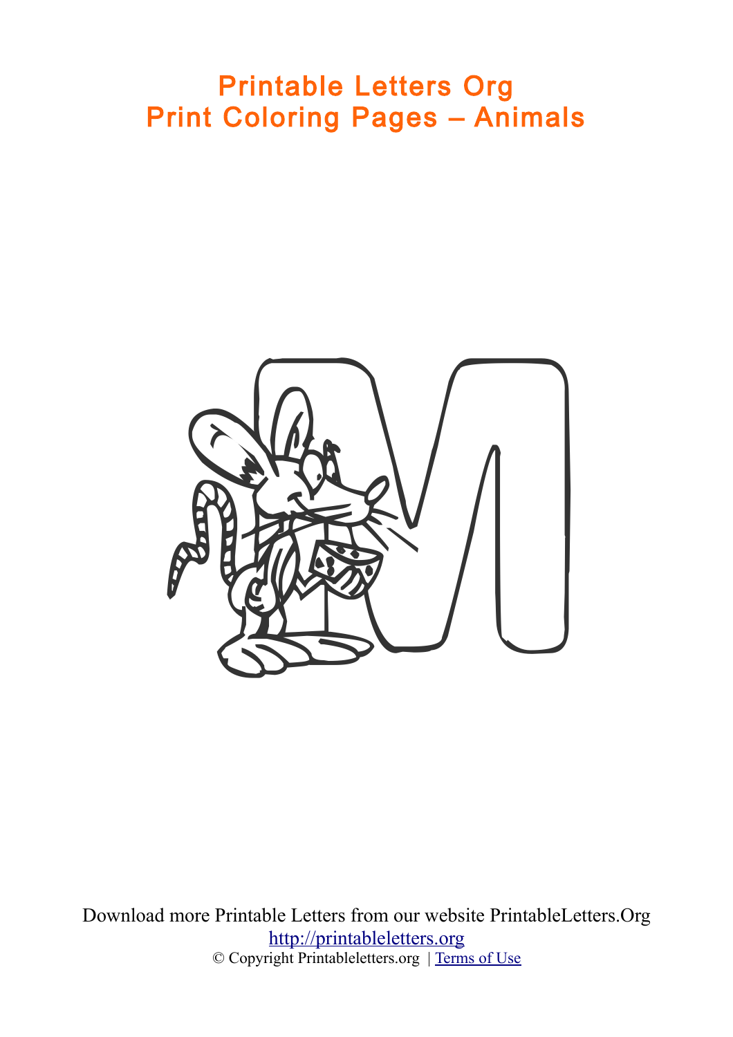# Printable Letters Org
# Print Coloring Pages – Animals

Download more Printable Letters from our website PrintableLetters.Org

http://printableletters.org

© Copyright Printableletters.org | Terms of Use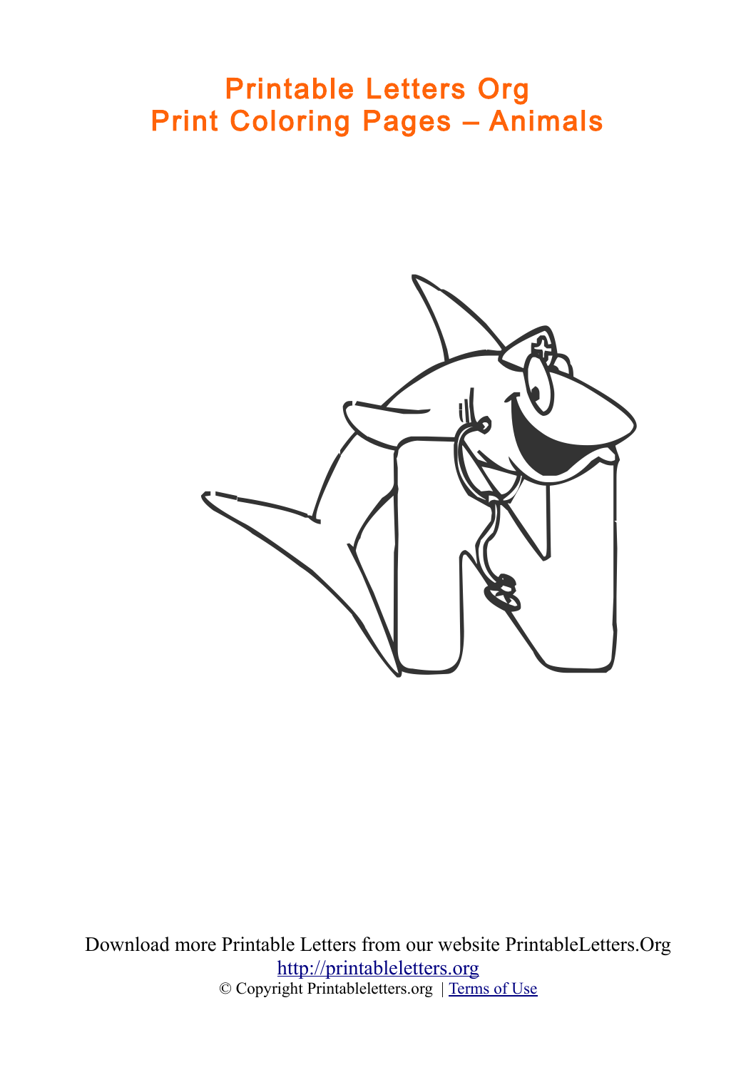# Printable Letters Org
# Print Coloring Pages – Animals

Download more Printable Letters from our website PrintableLetters.Org

http://printableletters.org

© Copyright Printableletters.org | Terms of Use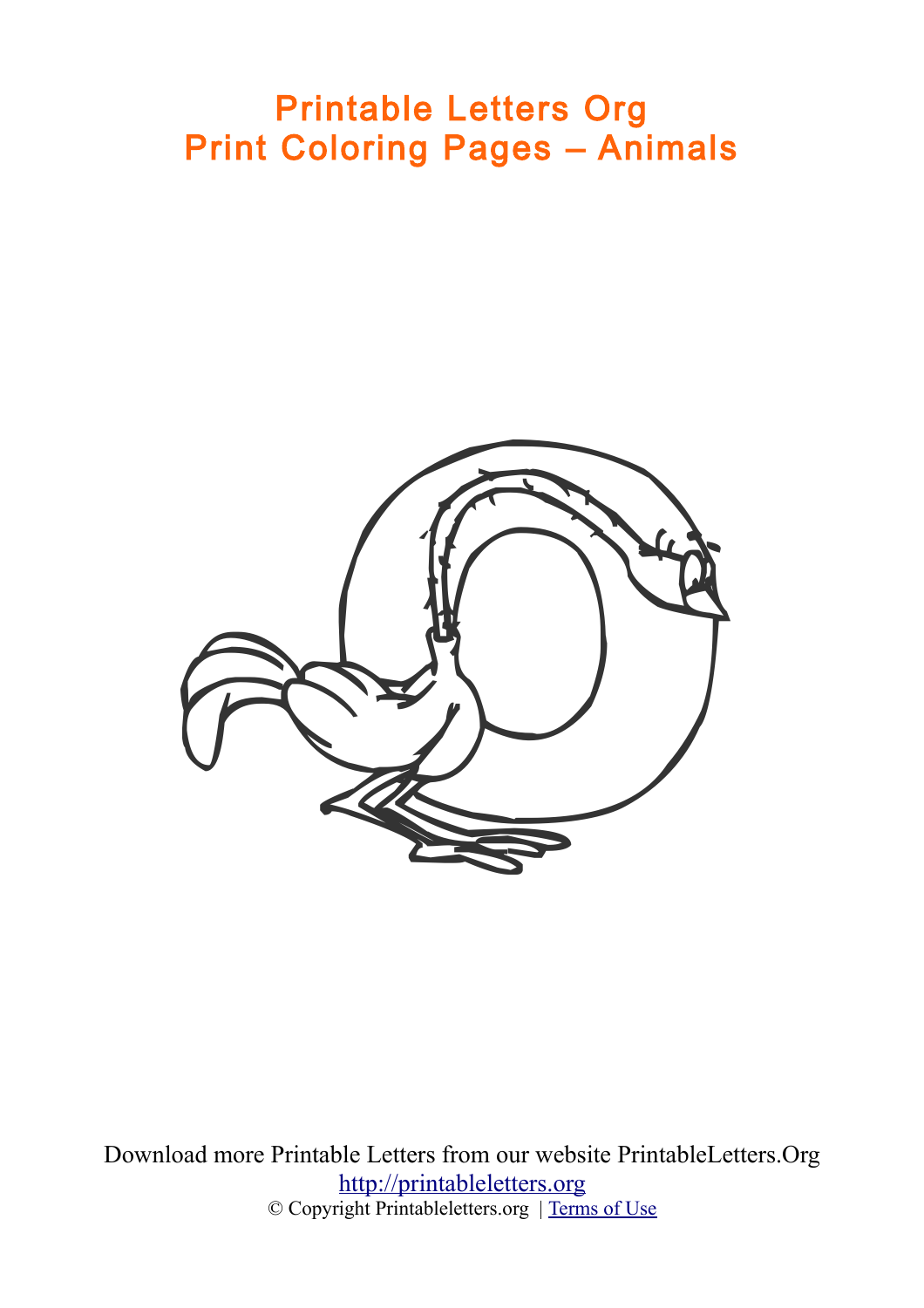# Printable Letters Org
# Print Coloring Pages – Animals

Download more Printable Letters from our website PrintableLetters.Org
http://printableletters.org
© Copyright Printableletters.org | Terms of Use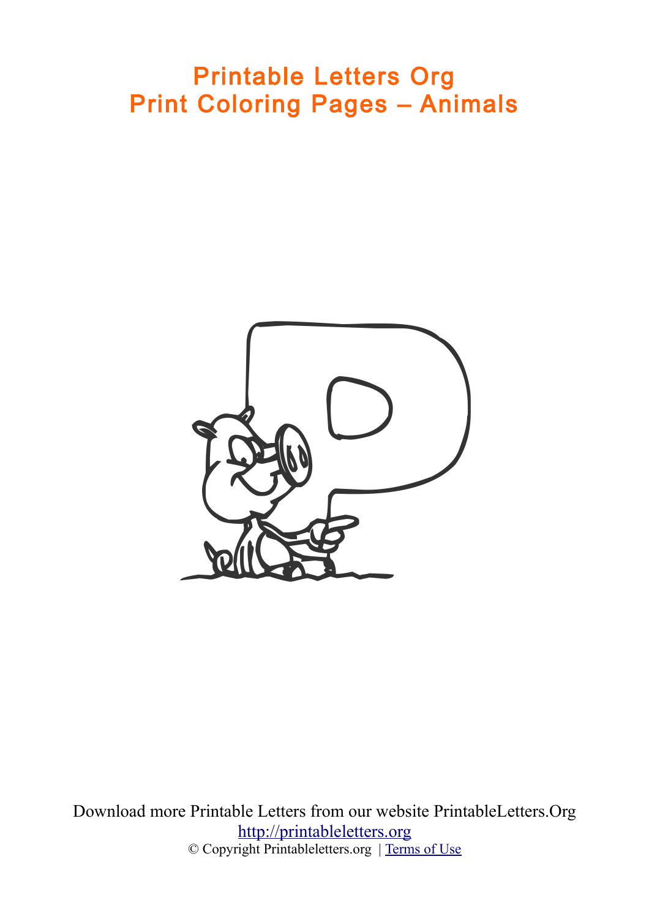# Printable Letters Org
# Print Coloring Pages – Animals

Download more Printable Letters from our website PrintableLetters.Org

http://printableletters.org

© Copyright Printableletters.org | Terms of Use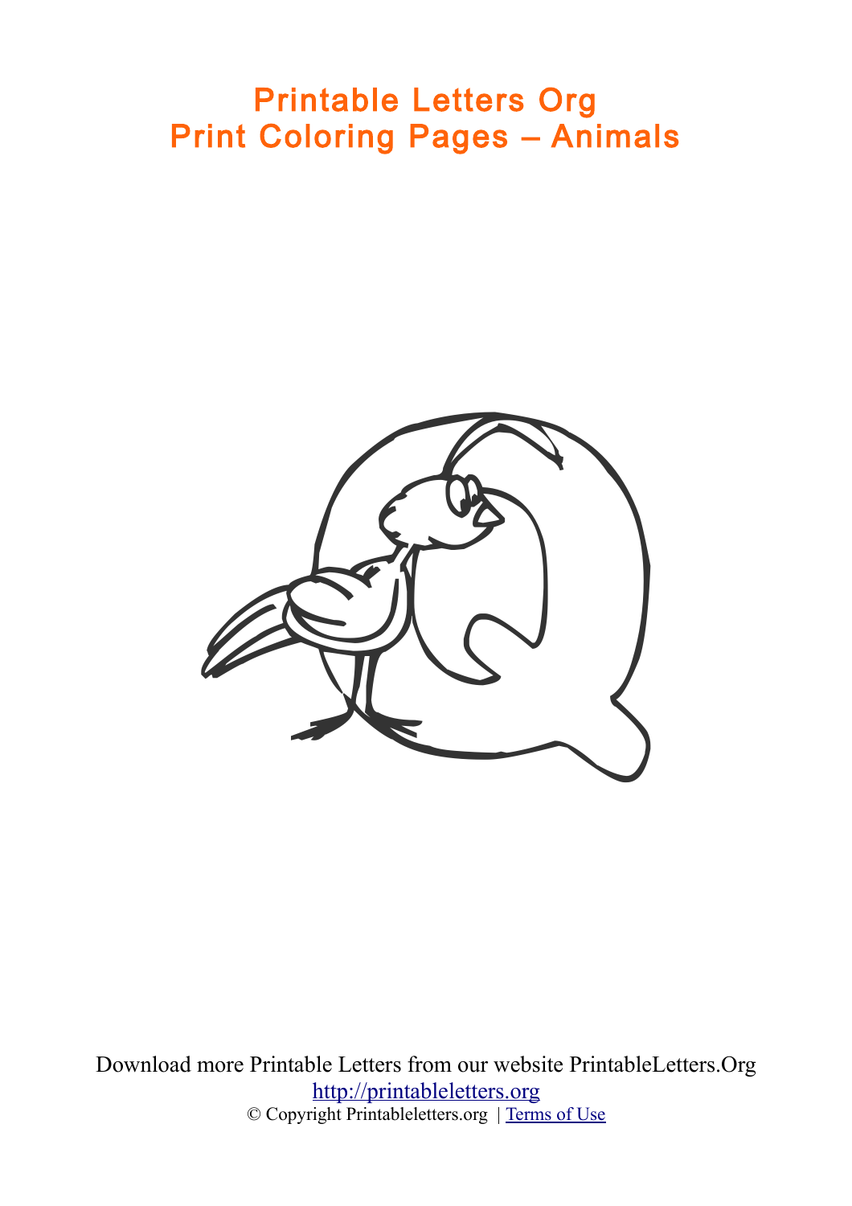# Printable Letters Org
# Print Coloring Pages – Animals

Download more Printable Letters from our website PrintableLetters.Org

http://printableletters.org

© Copyright Printableletters.org | Terms of Use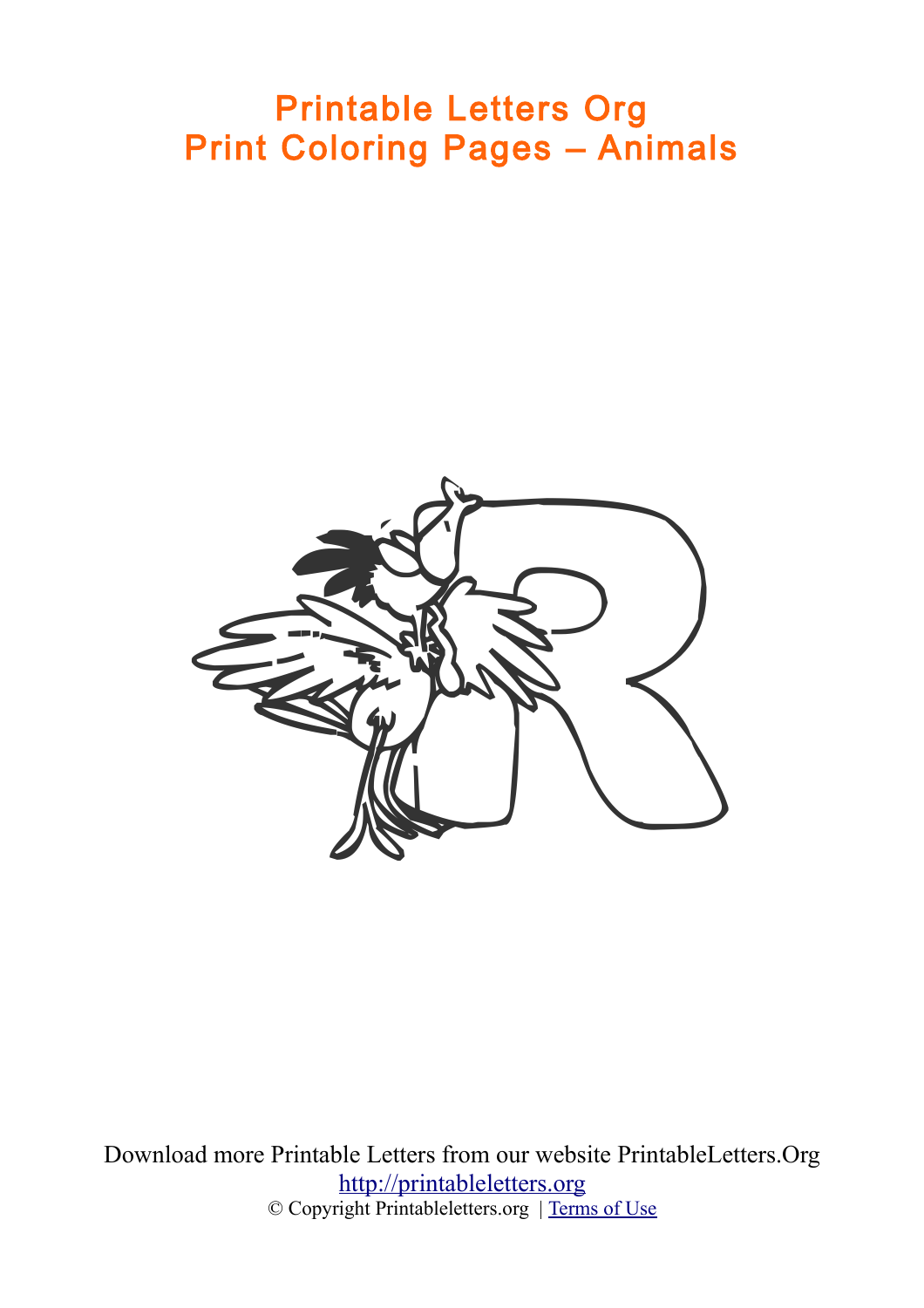# Printable Letters Org
# Print Coloring Pages – Animals

Download more Printable Letters from our website PrintableLetters.Org

[http://printableletters.org](http://printableletters.org)

© Copyright Printableletters.org | [Terms of Use]()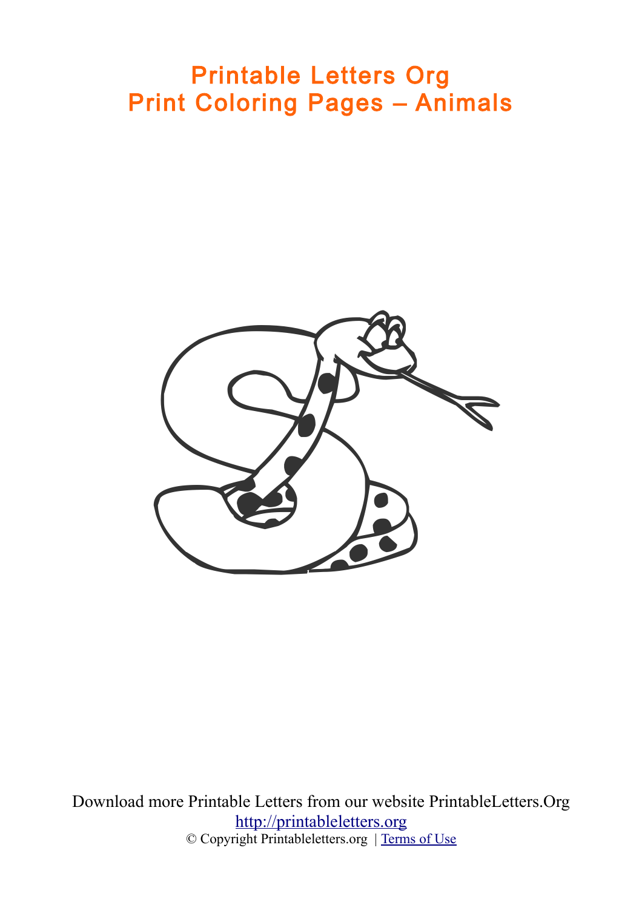# Printable Letters Org
# Print Coloring Pages – Animals

Download more Printable Letters from our website PrintableLetters.Org
http://printableletters.org
© Copyright Printableletters.org | Terms of Use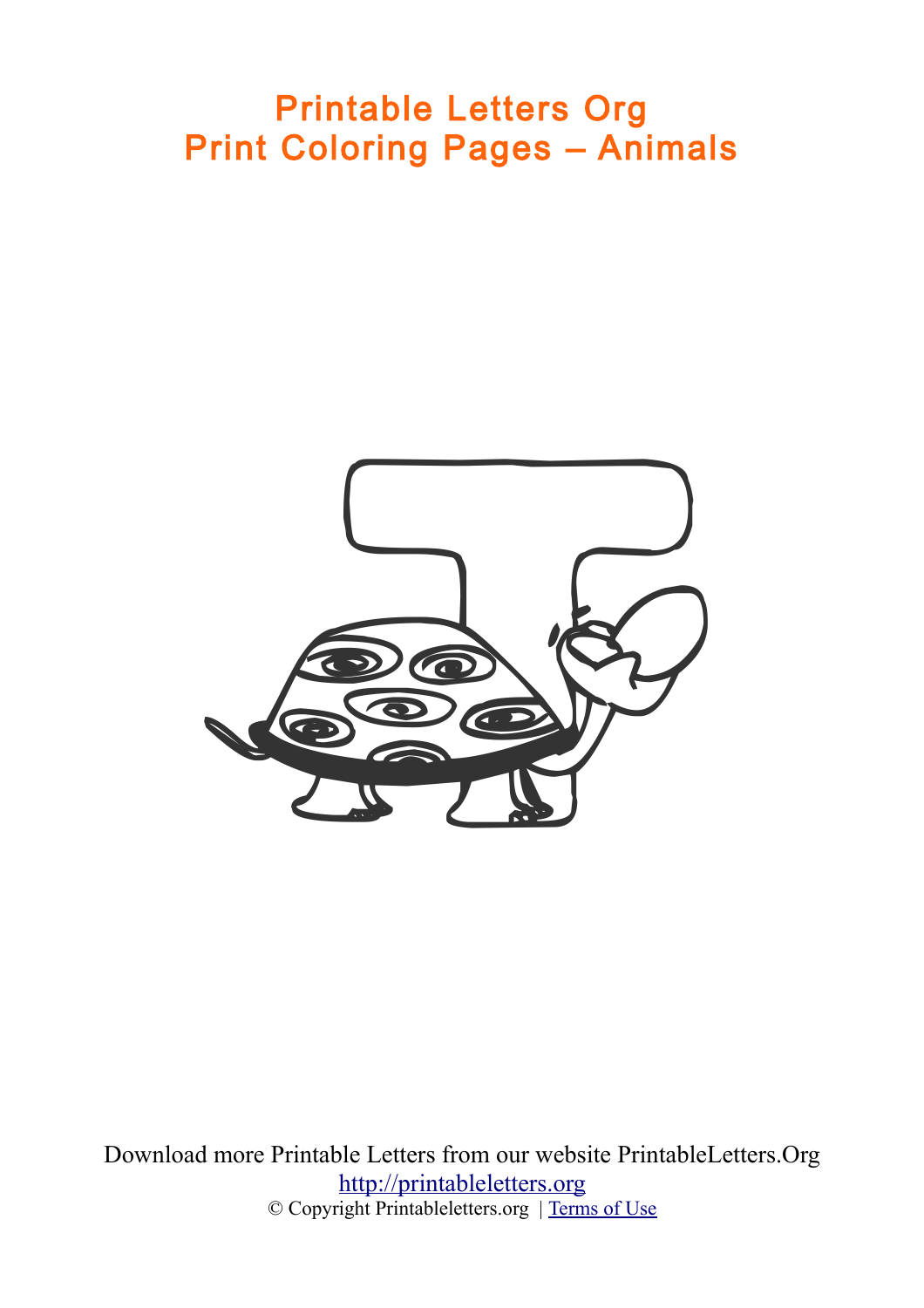# Printable Letters Org
# Print Coloring Pages – Animals

Download more Printable Letters from our website PrintableLetters.Org
http://printableletters.org
© Copyright Printableletters.org | Terms of Use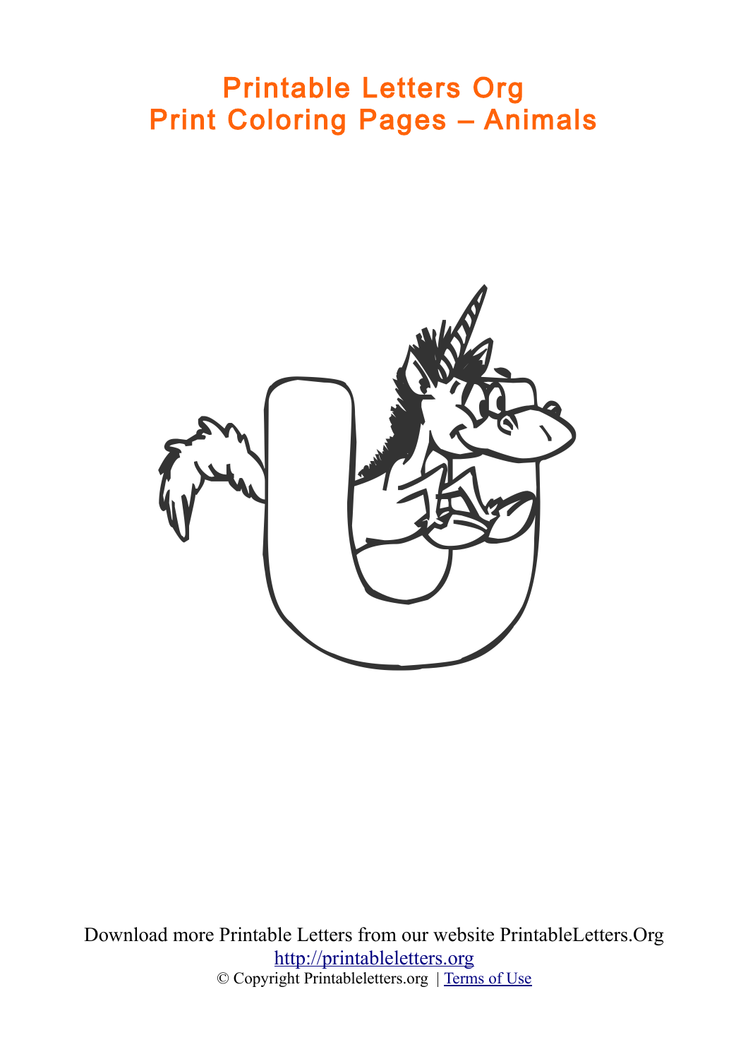# Printable Letters Org
# Print Coloring Pages – Animals

Download more Printable Letters from our website PrintableLetters.Org
http://printableletters.org
© Copyright Printableletters.org | Terms of Use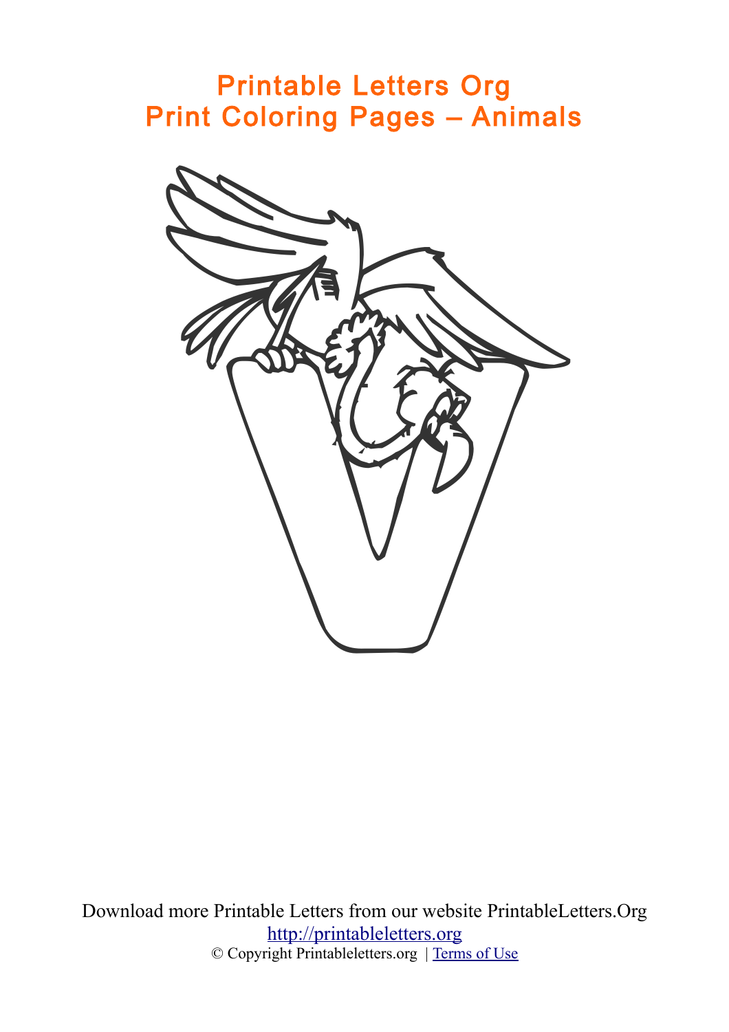# Printable Letters Org
# Print Coloring Pages – Animals

Download more Printable Letters from our website PrintableLetters.Org
[http://printableletters.org](http://printableletters.org)
© Copyright Printableletters.org | [Terms of Use]()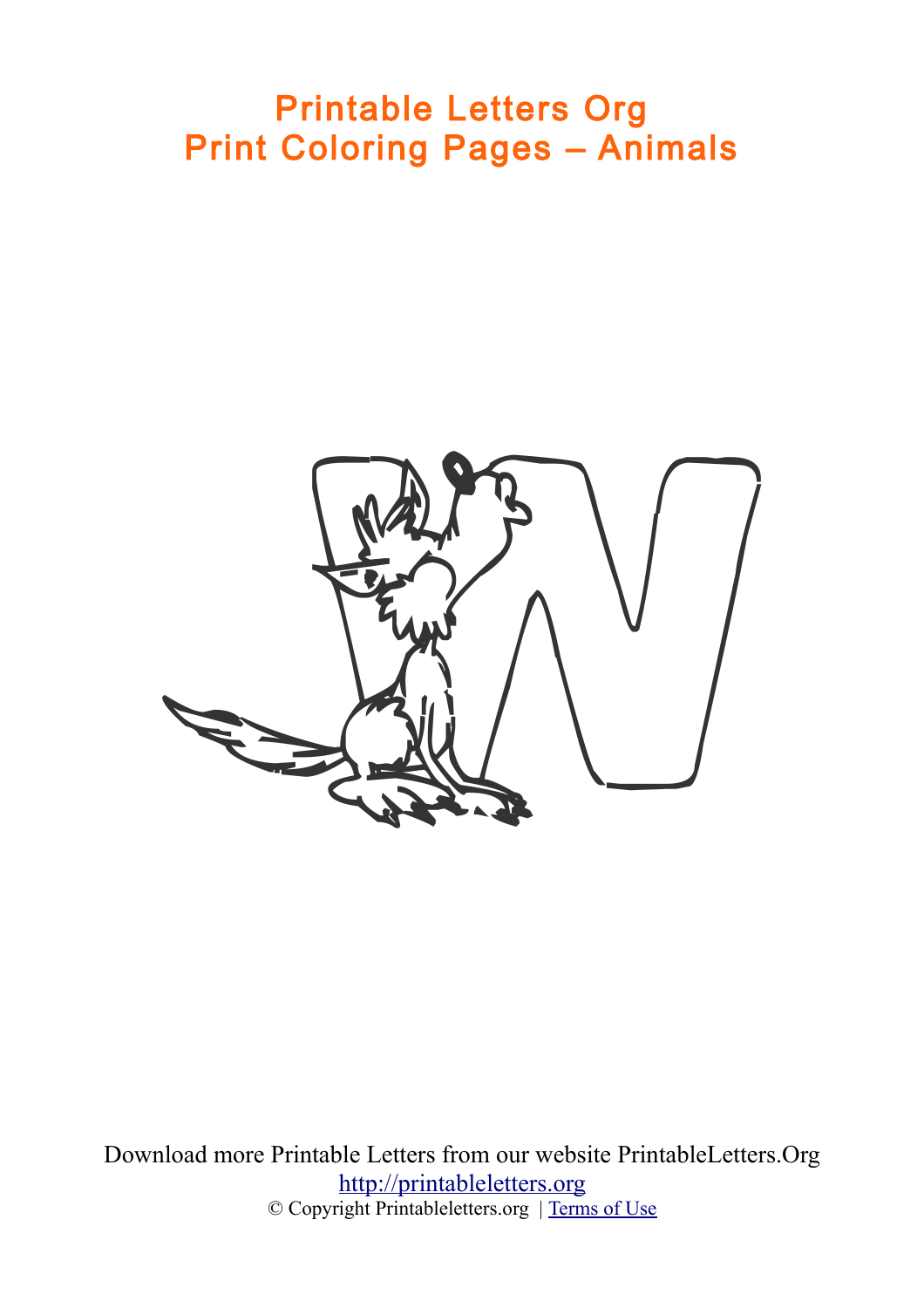# Printable Letters Org
# Print Coloring Pages – Animals

Download more Printable Letters from our website PrintableLetters.Org

http://printableletters.org

© Copyright Printableletters.org | Terms of Use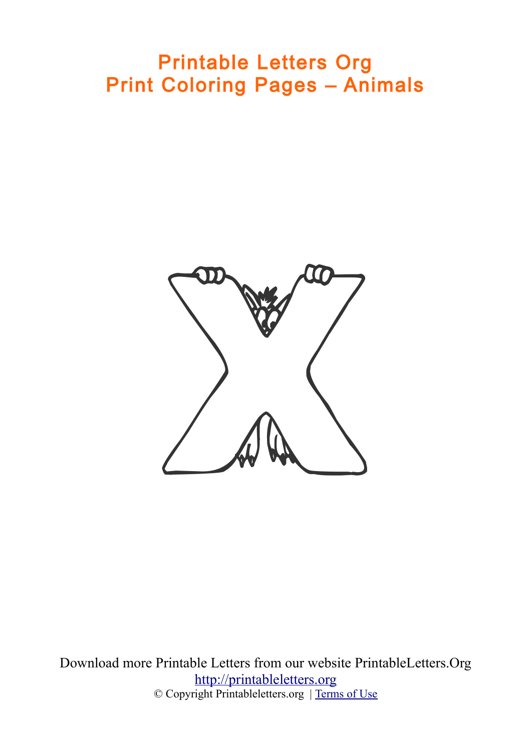# Printable Letters Org
# Print Coloring Pages – Animals

Download more Printable Letters from our website PrintableLetters.Org
[http://printableletters.org](http://printableletters.org)
© Copyright Printableletters.org | [Terms of Use]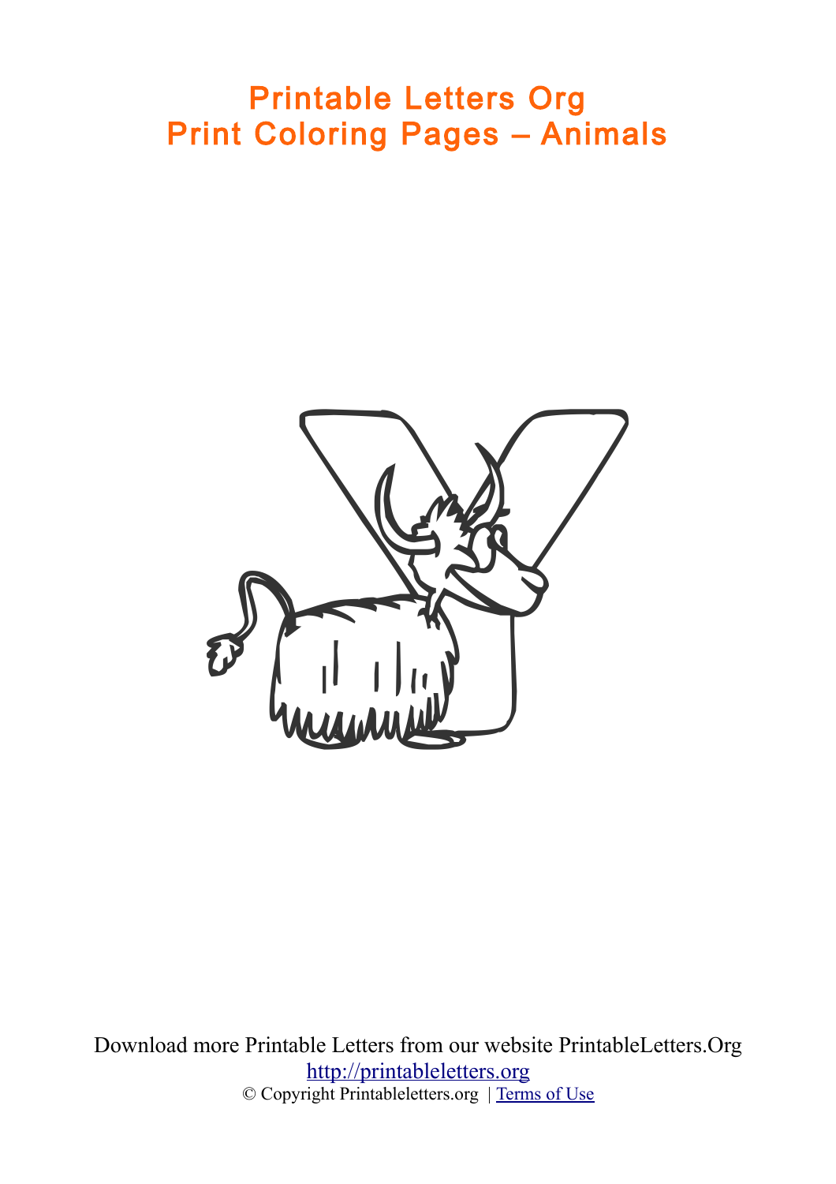# Printable Letters Org
# Print Coloring Pages – Animals

Download more Printable Letters from our website PrintableLetters.Org
http://printableletters.org
© Copyright Printableletters.org | Terms of Use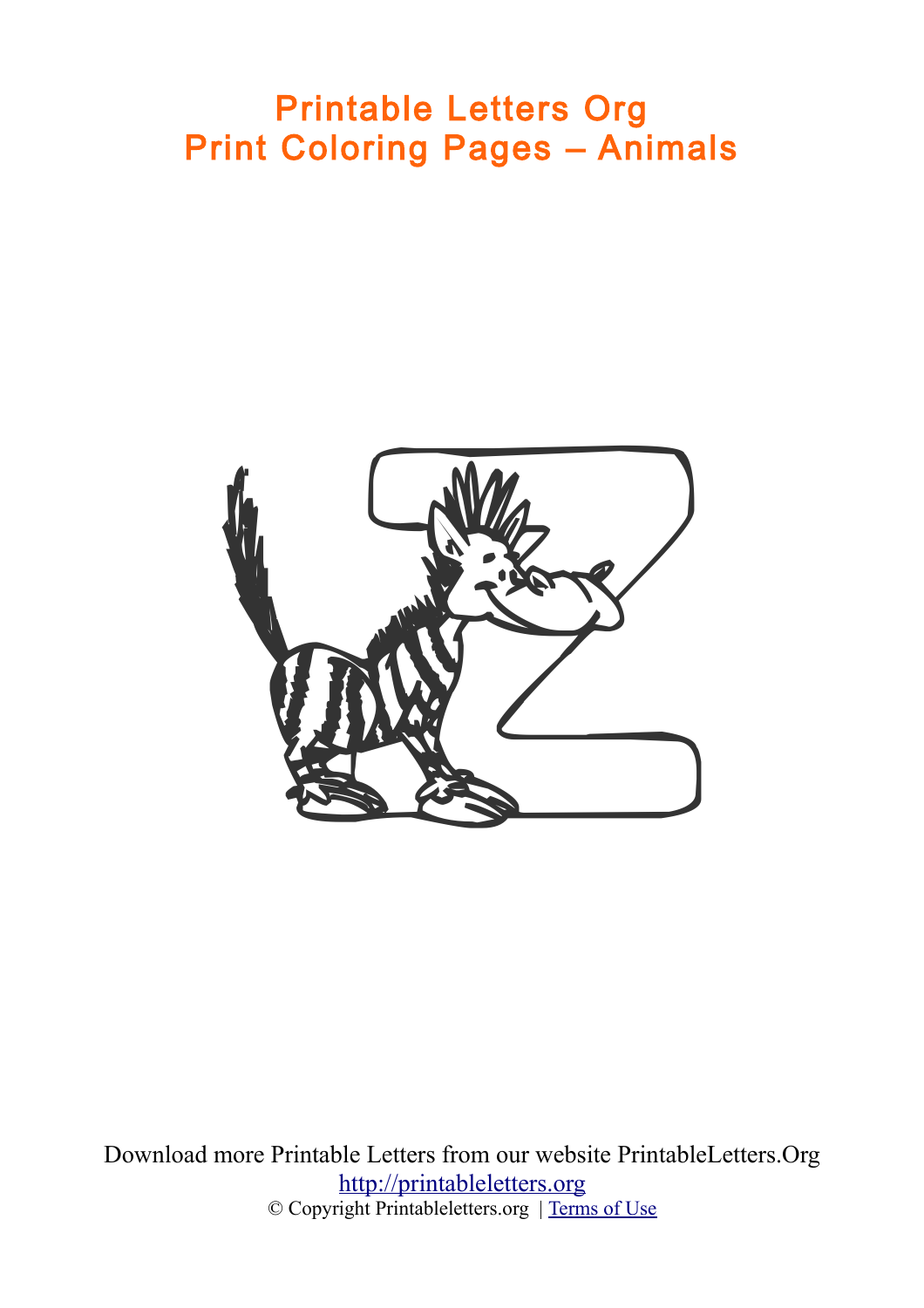# Printable Letters Org
# Print Coloring Pages – Animals

Download more Printable Letters from our website PrintableLetters.Org
http://printableletters.org
© Copyright Printableletters.org | Terms of Use